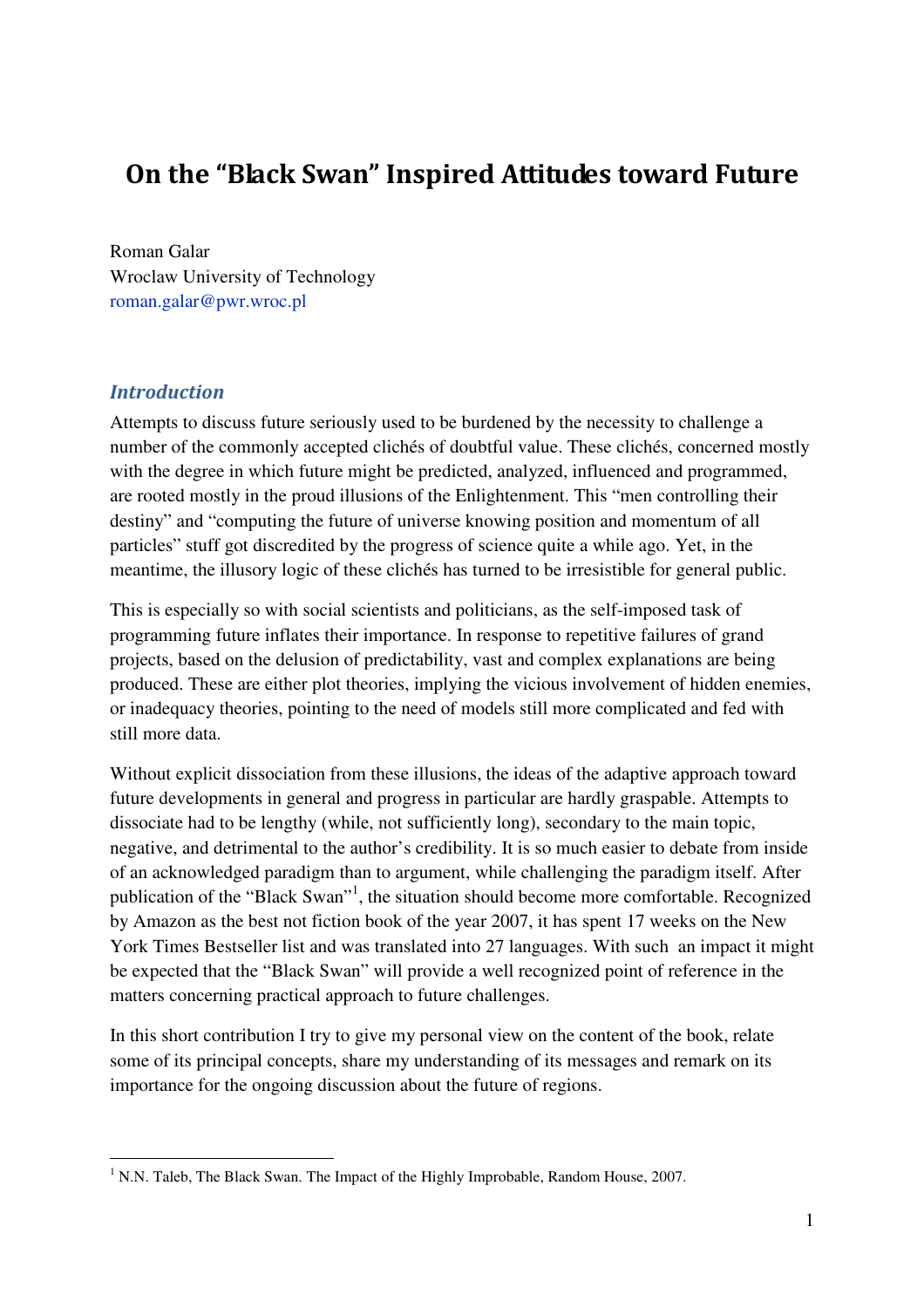# On the "Black Swan" Inspired Attitudes toward Future

Roman Galar
Wroclaw University of Technology
roman.galar@pwr.wroc.pl

## *Introduction*

Attempts to discuss future seriously used to be burdened by the necessity to challenge a number of the commonly accepted clichés of doubtful value. These clichés, concerned mostly with the degree in which future might be predicted, analyzed, influenced and programmed, are rooted mostly in the proud illusions of the Enlightenment. This "men controlling their destiny" and "computing the future of universe knowing position and momentum of all particles" stuff got discredited by the progress of science quite a while ago. Yet, in the meantime, the illusory logic of these clichés has turned to be irresistible for general public.

This is especially so with social scientists and politicians, as the self-imposed task of programming future inflates their importance. In response to repetitive failures of grand projects, based on the delusion of predictability, vast and complex explanations are being produced. These are either plot theories, implying the vicious involvement of hidden enemies, or inadequacy theories, pointing to the need of models still more complicated and fed with still more data.

Without explicit dissociation from these illusions, the ideas of the adaptive approach toward future developments in general and progress in particular are hardly graspable. Attempts to dissociate had to be lengthy (while, not sufficiently long), secondary to the main topic, negative, and detrimental to the author's credibility. It is so much easier to debate from inside of an acknowledged paradigm than to argument, while challenging the paradigm itself. After publication of the "Black Swan"[1], the situation should become more comfortable. Recognized by Amazon as the best not fiction book of the year 2007, it has spent 17 weeks on the New York Times Bestseller list and was translated into 27 languages. With such an impact it might be expected that the "Black Swan" will provide a well recognized point of reference in the matters concerning practical approach to future challenges.

In this short contribution I try to give my personal view on the content of the book, relate some of its principal concepts, share my understanding of its messages and remark on its importance for the ongoing discussion about the future of regions.

[1] N.N. Taleb, The Black Swan. The Impact of the Highly Improbable, Random House, 2007.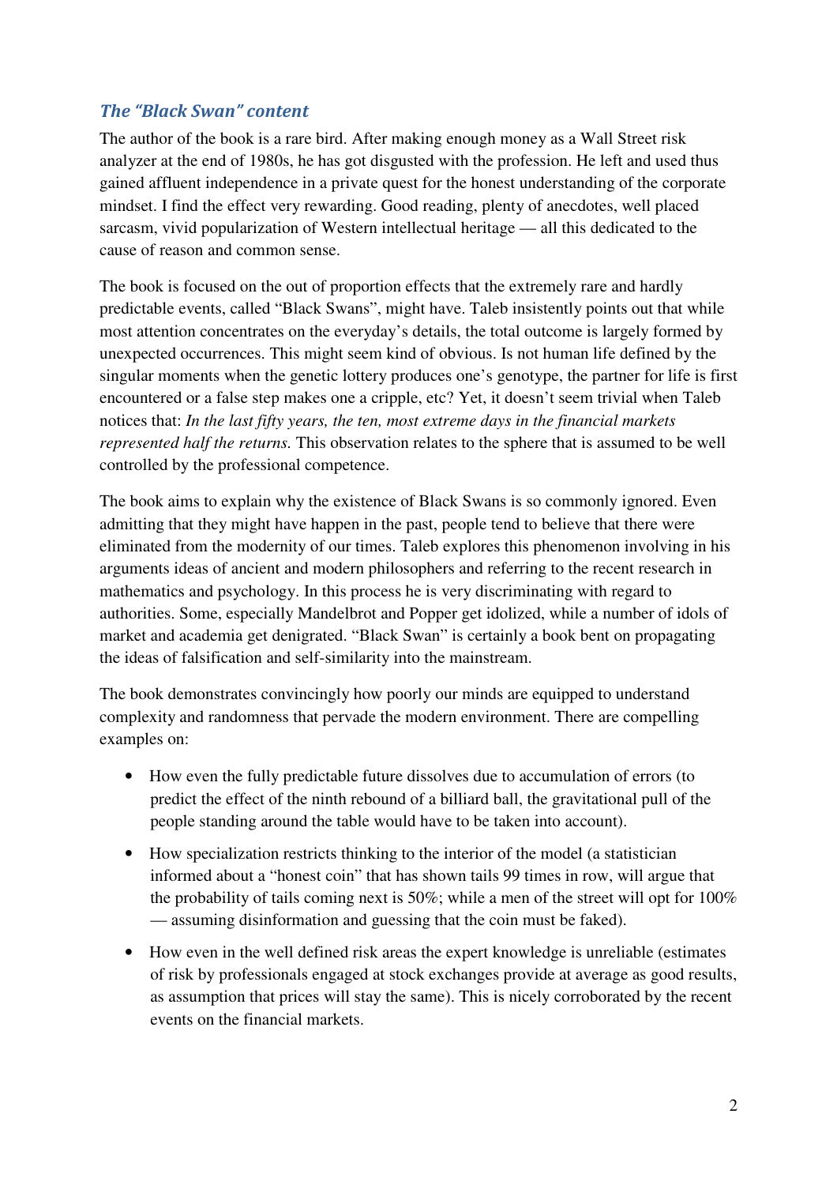## *The "Black Swan" content*

The author of the book is a rare bird. After making enough money as a Wall Street risk analyzer at the end of 1980s, he has got disgusted with the profession. He left and used thus gained affluent independence in a private quest for the honest understanding of the corporate mindset. I find the effect very rewarding. Good reading, plenty of anecdotes, well placed sarcasm, vivid popularization of Western intellectual heritage — all this dedicated to the cause of reason and common sense.

The book is focused on the out of proportion effects that the extremely rare and hardly predictable events, called "Black Swans", might have. Taleb insistently points out that while most attention concentrates on the everyday's details, the total outcome is largely formed by unexpected occurrences. This might seem kind of obvious. Is not human life defined by the singular moments when the genetic lottery produces one's genotype, the partner for life is first encountered or a false step makes one a cripple, etc? Yet, it doesn't seem trivial when Taleb notices that: *In the last fifty years, the ten, most extreme days in the financial markets represented half the returns.* This observation relates to the sphere that is assumed to be well controlled by the professional competence.

The book aims to explain why the existence of Black Swans is so commonly ignored. Even admitting that they might have happen in the past, people tend to believe that there were eliminated from the modernity of our times. Taleb explores this phenomenon involving in his arguments ideas of ancient and modern philosophers and referring to the recent research in mathematics and psychology. In this process he is very discriminating with regard to authorities. Some, especially Mandelbrot and Popper get idolized, while a number of idols of market and academia get denigrated. "Black Swan" is certainly a book bent on propagating the ideas of falsification and self-similarity into the mainstream.

The book demonstrates convincingly how poorly our minds are equipped to understand complexity and randomness that pervade the modern environment. There are compelling examples on:

- How even the fully predictable future dissolves due to accumulation of errors (to predict the effect of the ninth rebound of a billiard ball, the gravitational pull of the people standing around the table would have to be taken into account).
- How specialization restricts thinking to the interior of the model (a statistician informed about a "honest coin" that has shown tails 99 times in row, will argue that the probability of tails coming next is 50%; while a men of the street will opt for 100% — assuming disinformation and guessing that the coin must be faked).
- How even in the well defined risk areas the expert knowledge is unreliable (estimates of risk by professionals engaged at stock exchanges provide at average as good results, as assumption that prices will stay the same). This is nicely corroborated by the recent events on the financial markets.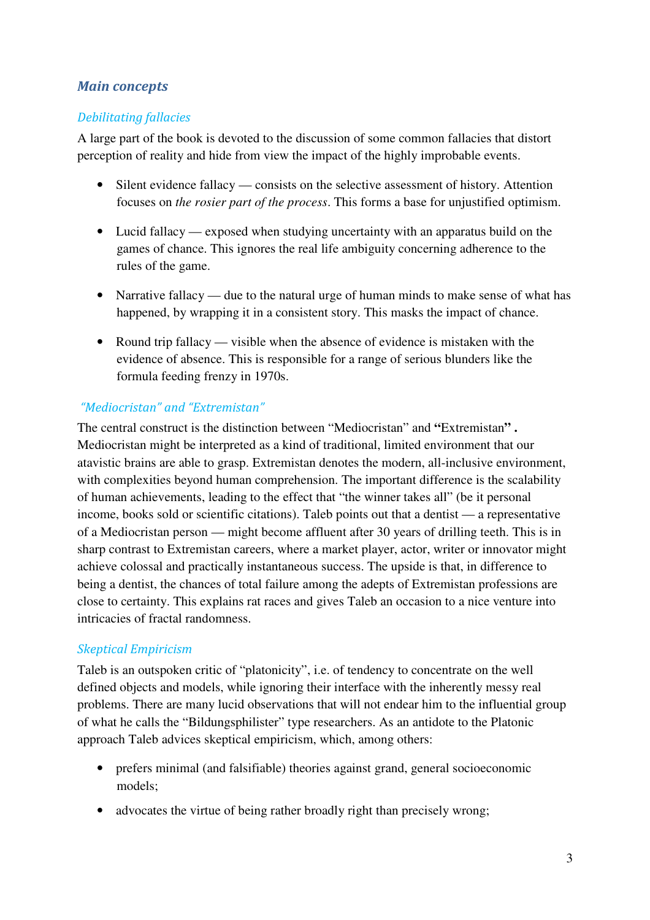## *Main concepts*

### *Debilitating fallacies*

A large part of the book is devoted to the discussion of some common fallacies that distort perception of reality and hide from view the impact of the highly improbable events.

- Silent evidence fallacy — consists on the selective assessment of history. Attention focuses on *the rosier part of the process*. This forms a base for unjustified optimism.

- Lucid fallacy — exposed when studying uncertainty with an apparatus build on the games of chance. This ignores the real life ambiguity concerning adherence to the rules of the game.

- Narrative fallacy — due to the natural urge of human minds to make sense of what has happened, by wrapping it in a consistent story. This masks the impact of chance.

- Round trip fallacy — visible when the absence of evidence is mistaken with the evidence of absence. This is responsible for a range of serious blunders like the formula feeding frenzy in 1970s.

### *"Mediocristan" and "Extremistan"*

The central construct is the distinction between "Mediocristan" and **"**Extremistan**" .** Mediocristan might be interpreted as a kind of traditional, limited environment that our atavistic brains are able to grasp. Extremistan denotes the modern, all-inclusive environment, with complexities beyond human comprehension. The important difference is the scalability of human achievements, leading to the effect that "the winner takes all" (be it personal income, books sold or scientific citations). Taleb points out that a dentist — a representative of a Mediocristan person — might become affluent after 30 years of drilling teeth. This is in sharp contrast to Extremistan careers, where a market player, actor, writer or innovator might achieve colossal and practically instantaneous success. The upside is that, in difference to being a dentist, the chances of total failure among the adepts of Extremistan professions are close to certainty. This explains rat races and gives Taleb an occasion to a nice venture into intricacies of fractal randomness.

### *Skeptical Empiricism*

Taleb is an outspoken critic of "platonicity", i.e. of tendency to concentrate on the well defined objects and models, while ignoring their interface with the inherently messy real problems. There are many lucid observations that will not endear him to the influential group of what he calls the "Bildungsphilister" type researchers. As an antidote to the Platonic approach Taleb advices skeptical empiricism, which, among others:

- prefers minimal (and falsifiable) theories against grand, general socioeconomic models;

- advocates the virtue of being rather broadly right than precisely wrong;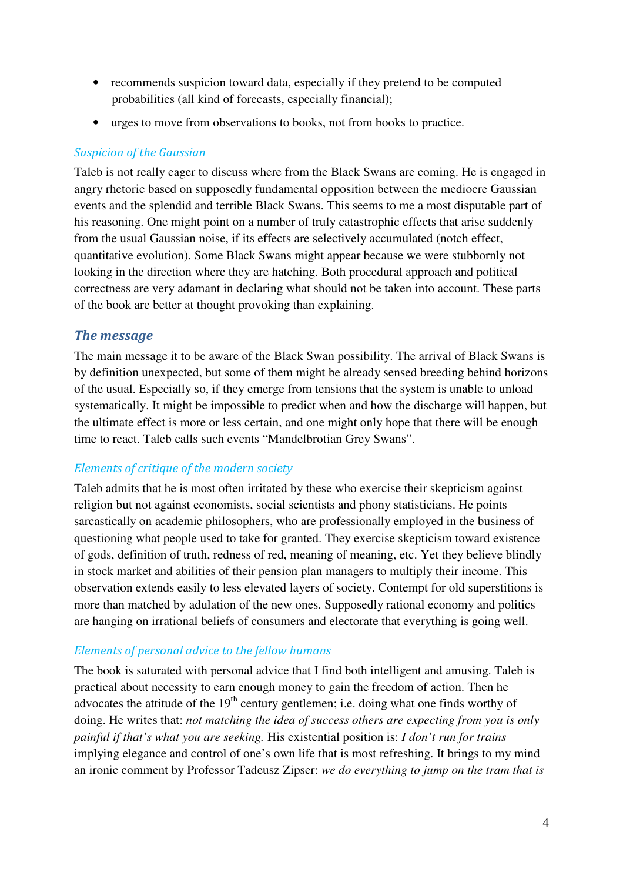- recommends suspicion toward data, especially if they pretend to be computed probabilities (all kind of forecasts, especially financial);
- urges to move from observations to books, not from books to practice.

### *Suspicion of the Gaussian*

Taleb is not really eager to discuss where from the Black Swans are coming. He is engaged in angry rhetoric based on supposedly fundamental opposition between the mediocre Gaussian events and the splendid and terrible Black Swans. This seems to me a most disputable part of his reasoning. One might point on a number of truly catastrophic effects that arise suddenly from the usual Gaussian noise, if its effects are selectively accumulated (notch effect, quantitative evolution). Some Black Swans might appear because we were stubbornly not looking in the direction where they are hatching. Both procedural approach and political correctness are very adamant in declaring what should not be taken into account. These parts of the book are better at thought provoking than explaining.

## *The message*

The main message it to be aware of the Black Swan possibility. The arrival of Black Swans is by definition unexpected, but some of them might be already sensed breeding behind horizons of the usual. Especially so, if they emerge from tensions that the system is unable to unload systematically. It might be impossible to predict when and how the discharge will happen, but the ultimate effect is more or less certain, and one might only hope that there will be enough time to react. Taleb calls such events "Mandelbrotian Grey Swans".

### *Elements of critique of the modern society*

Taleb admits that he is most often irritated by these who exercise their skepticism against religion but not against economists, social scientists and phony statisticians. He points sarcastically on academic philosophers, who are professionally employed in the business of questioning what people used to take for granted. They exercise skepticism toward existence of gods, definition of truth, redness of red, meaning of meaning, etc. Yet they believe blindly in stock market and abilities of their pension plan managers to multiply their income. This observation extends easily to less elevated layers of society. Contempt for old superstitions is more than matched by adulation of the new ones. Supposedly rational economy and politics are hanging on irrational beliefs of consumers and electorate that everything is going well.

### *Elements of personal advice to the fellow humans*

The book is saturated with personal advice that I find both intelligent and amusing. Taleb is practical about necessity to earn enough money to gain the freedom of action. Then he advocates the attitude of the 19th century gentlemen; i.e. doing what one finds worthy of doing. He writes that: *not matching the idea of success others are expecting from you is only painful if that's what you are seeking.* His existential position is: *I don't run for trains* implying elegance and control of one's own life that is most refreshing. It brings to my mind an ironic comment by Professor Tadeusz Zipser: *we do everything to jump on the tram that is*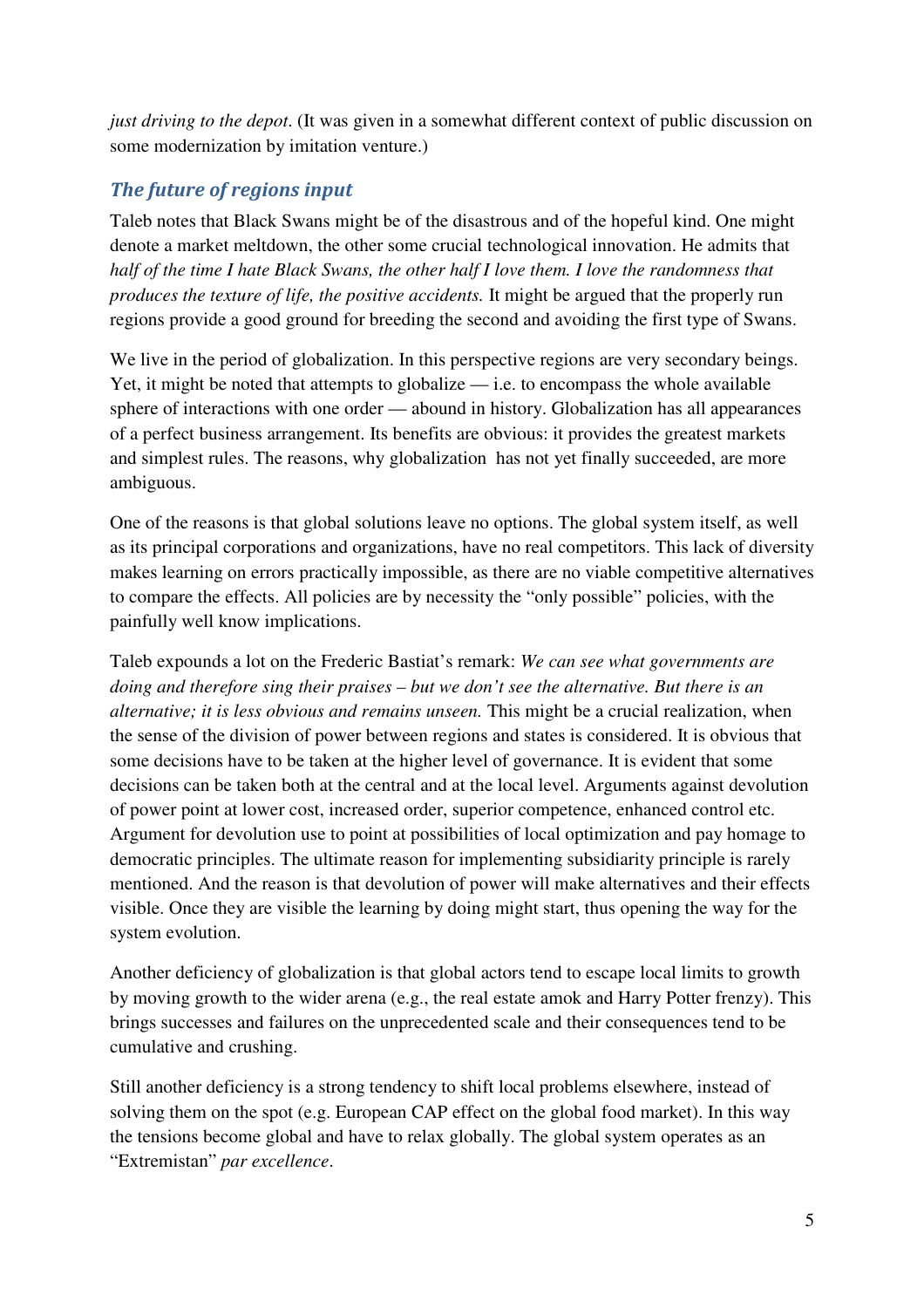*just driving to the depot*. (It was given in a somewhat different context of public discussion on some modernization by imitation venture.)

## *The future of regions input*

Taleb notes that Black Swans might be of the disastrous and of the hopeful kind. One might denote a market meltdown, the other some crucial technological innovation. He admits that *half of the time I hate Black Swans, the other half I love them. I love the randomness that produces the texture of life, the positive accidents.* It might be argued that the properly run regions provide a good ground for breeding the second and avoiding the first type of Swans.

We live in the period of globalization. In this perspective regions are very secondary beings. Yet, it might be noted that attempts to globalize — i.e. to encompass the whole available sphere of interactions with one order — abound in history. Globalization has all appearances of a perfect business arrangement. Its benefits are obvious: it provides the greatest markets and simplest rules. The reasons, why globalization has not yet finally succeeded, are more ambiguous.

One of the reasons is that global solutions leave no options. The global system itself, as well as its principal corporations and organizations, have no real competitors. This lack of diversity makes learning on errors practically impossible, as there are no viable competitive alternatives to compare the effects. All policies are by necessity the "only possible" policies, with the painfully well know implications.

Taleb expounds a lot on the Frederic Bastiat's remark: *We can see what governments are doing and therefore sing their praises – but we don't see the alternative. But there is an alternative; it is less obvious and remains unseen.* This might be a crucial realization, when the sense of the division of power between regions and states is considered. It is obvious that some decisions have to be taken at the higher level of governance. It is evident that some decisions can be taken both at the central and at the local level. Arguments against devolution of power point at lower cost, increased order, superior competence, enhanced control etc. Argument for devolution use to point at possibilities of local optimization and pay homage to democratic principles. The ultimate reason for implementing subsidiarity principle is rarely mentioned. And the reason is that devolution of power will make alternatives and their effects visible. Once they are visible the learning by doing might start, thus opening the way for the system evolution.

Another deficiency of globalization is that global actors tend to escape local limits to growth by moving growth to the wider arena (e.g., the real estate amok and Harry Potter frenzy). This brings successes and failures on the unprecedented scale and their consequences tend to be cumulative and crushing.

Still another deficiency is a strong tendency to shift local problems elsewhere, instead of solving them on the spot (e.g. European CAP effect on the global food market). In this way the tensions become global and have to relax globally. The global system operates as an "Extremistan" *par excellence*.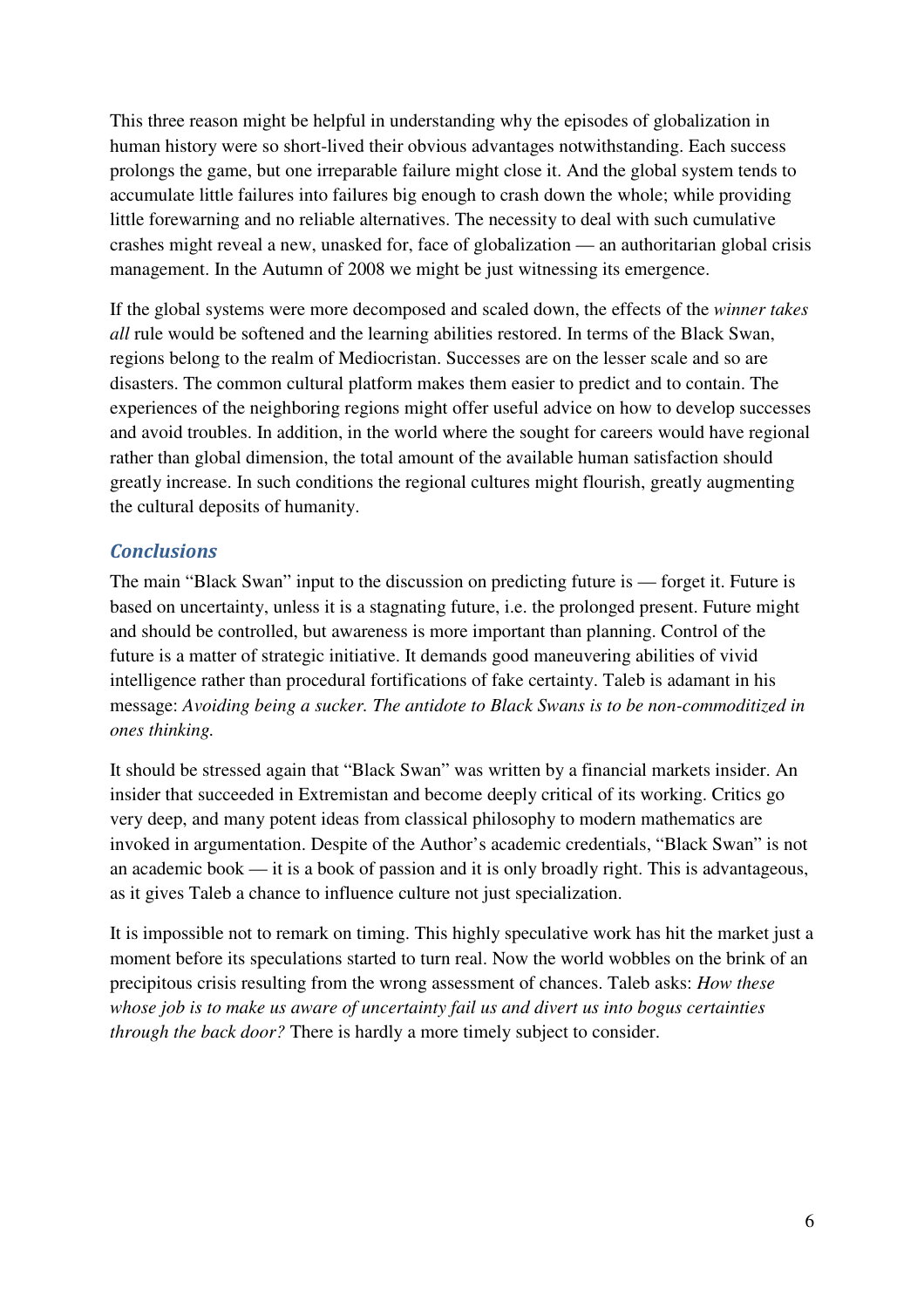This three reason might be helpful in understanding why the episodes of globalization in human history were so short-lived their obvious advantages notwithstanding. Each success prolongs the game, but one irreparable failure might close it. And the global system tends to accumulate little failures into failures big enough to crash down the whole; while providing little forewarning and no reliable alternatives. The necessity to deal with such cumulative crashes might reveal a new, unasked for, face of globalization — an authoritarian global crisis management. In the Autumn of 2008 we might be just witnessing its emergence.

If the global systems were more decomposed and scaled down, the effects of the *winner takes all* rule would be softened and the learning abilities restored. In terms of the Black Swan, regions belong to the realm of Mediocristan. Successes are on the lesser scale and so are disasters. The common cultural platform makes them easier to predict and to contain. The experiences of the neighboring regions might offer useful advice on how to develop successes and avoid troubles. In addition, in the world where the sought for careers would have regional rather than global dimension, the total amount of the available human satisfaction should greatly increase. In such conditions the regional cultures might flourish, greatly augmenting the cultural deposits of humanity.

## Conclusions

The main "Black Swan" input to the discussion on predicting future is — forget it. Future is based on uncertainty, unless it is a stagnating future, i.e. the prolonged present. Future might and should be controlled, but awareness is more important than planning. Control of the future is a matter of strategic initiative. It demands good maneuvering abilities of vivid intelligence rather than procedural fortifications of fake certainty. Taleb is adamant in his message: *Avoiding being a sucker. The antidote to Black Swans is to be non-commoditized in ones thinking.*

It should be stressed again that "Black Swan" was written by a financial markets insider. An insider that succeeded in Extremistan and become deeply critical of its working. Critics go very deep, and many potent ideas from classical philosophy to modern mathematics are invoked in argumentation. Despite of the Author's academic credentials, "Black Swan" is not an academic book — it is a book of passion and it is only broadly right. This is advantageous, as it gives Taleb a chance to influence culture not just specialization.

It is impossible not to remark on timing. This highly speculative work has hit the market just a moment before its speculations started to turn real. Now the world wobbles on the brink of an precipitous crisis resulting from the wrong assessment of chances. Taleb asks: *How these whose job is to make us aware of uncertainty fail us and divert us into bogus certainties through the back door?* There is hardly a more timely subject to consider.